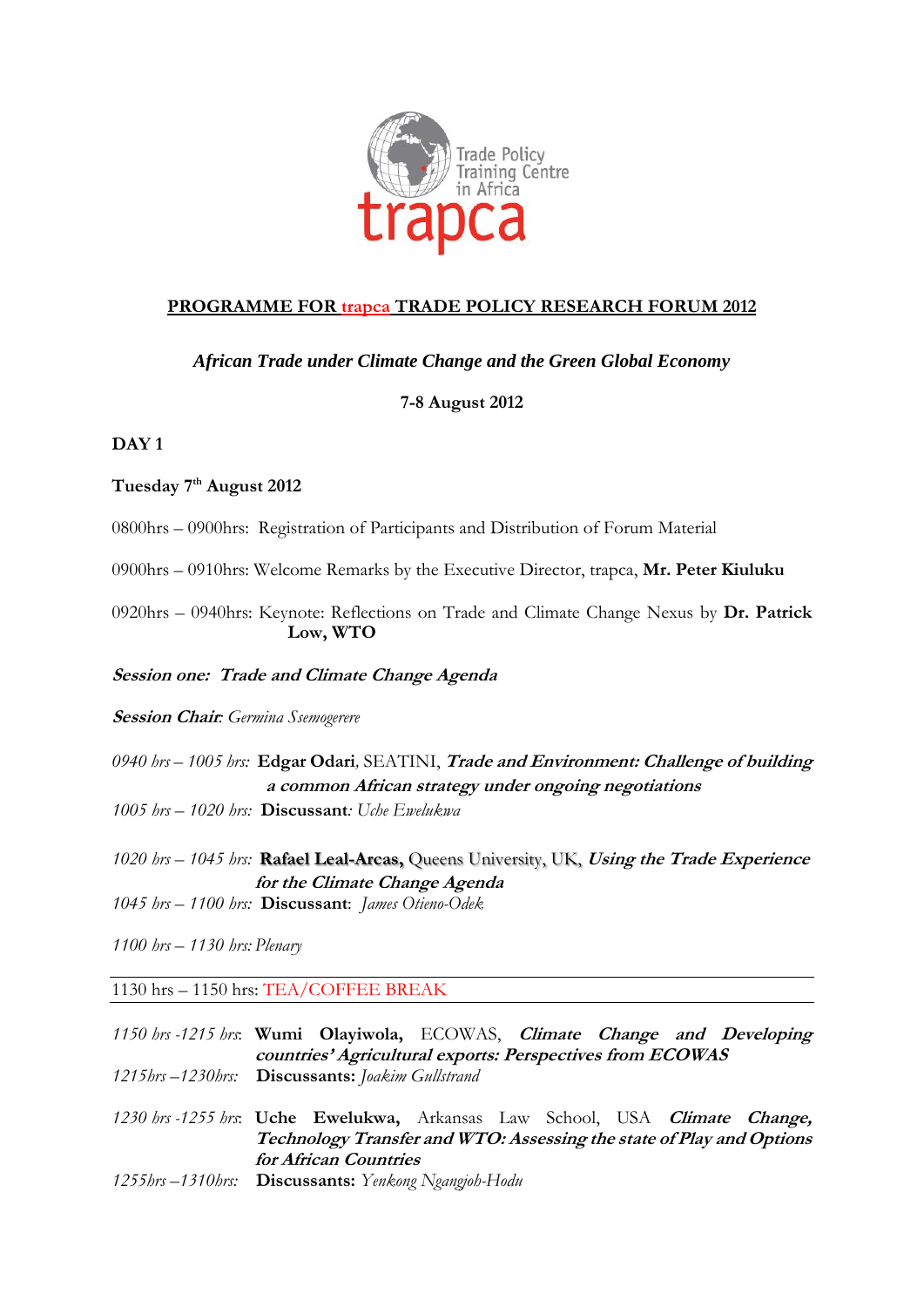Trade Policy Training Centre in Africa

trapca

## PROGRAMME FOR trapca TRADE POLICY RESEARCH FORUM 2012

***African Trade under Climate Change and the Green Global Economy***

**7-8 August 2012**

**DAY 1**

**Tuesday 7th August 2012**

0800hrs – 0900hrs: Registration of Participants and Distribution of Forum Material

0900hrs – 0910hrs: Welcome Remarks by the Executive Director, trapca, **Mr. Peter Kiuluku**

0920hrs – 0940hrs: Keynote: Reflections on Trade and Climate Change Nexus by **Dr. Patrick Low, WTO**

***Session one: Trade and Climate Change Agenda***

***Session Chair:*** *Germina Ssemogerere*

*0940 hrs – 1005 hrs:* **Edgar Odari**, SEATINI, ***Trade and Environment: Challenge of building a common African strategy under ongoing negotiations***

*1005 hrs – 1020 hrs:* **Discussant***: Uche Ewelukwa*

*1020 hrs – 1045 hrs:* **Rafael Leal-Arcas,** Queens University, UK, ***Using the Trade Experience for the Climate Change Agenda***

*1045 hrs – 1100 hrs:* **Discussant**: *James Otieno-Odek*

*1100 hrs – 1130 hrs: Plenary*

---

1130 hrs – 1150 hrs: TEA/COFFEE BREAK

---

*1150 hrs -1215 hrs*: **Wumi Olayiwola,** ECOWAS, ***Climate Change and Developing countries' Agricultural exports: Perspectives from ECOWAS***

*1215hrs –1230hrs:* **Discussants:** *Joakim Gullstrand*

*1230 hrs -1255 hrs*: **Uche Ewelukwa,** Arkansas Law School, USA ***Climate Change, Technology Transfer and WTO: Assessing the state of Play and Options for African Countries***

*1255hrs –1310hrs:* **Discussants:** *Yenkong Ngangjoh-Hodu*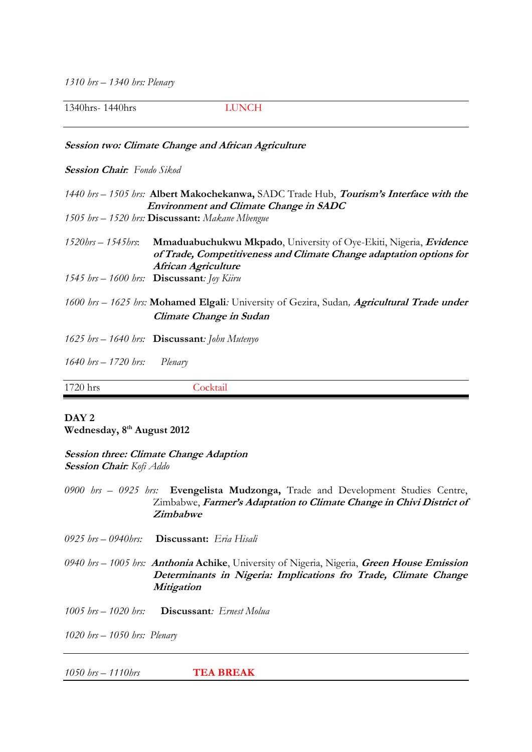*1310 hrs – 1340 hrs: Plenary*

1340hrs- 1440hrs LUNCH

***Session two: Climate Change and African Agriculture***

***Session Chair**: Fondo Sikod*

*1440 hrs – 1505 hrs:* **Albert Makochekanwa,** SADC Trade Hub, ***Tourism's Interface with the Environment and Climate Change in SADC***

*1505 hrs – 1520 hrs:* **Discussant:** *Makane Mbengue*

*1520hrs – 1545hrs*: **Mmaduabuchukwu Mkpado**, University of Oye-Ekiti, Nigeria, ***Evidence of Trade, Competitiveness and Climate Change adaptation options for African Agriculture***

*1545 hrs – 1600 hrs:* **Discussant***: Joy Kiiru*

*1600 hrs – 1625 hrs:* **Mohamed Elgali***:* University of Gezira, Sudan*,* ***Agricultural Trade under Climate Change in Sudan***

*1625 hrs – 1640 hrs:* **Discussant***: John Mutenyo*

*1640 hrs – 1720 hrs: Plenary*

1720 hrs Cocktail

**DAY 2**
**Wednesday, 8th August 2012**

***Session three: Climate Change Adaption***
***Session Chair**: Kofi Addo*

*0900 hrs – 0925 hrs:* **Evengelista Mudzonga,** Trade and Development Studies Centre, Zimbabwe, ***Farmer's Adaptation to Climate Change in Chivi District of Zimbabwe***

*0925 hrs – 0940hrs:* **Discussant:** *Eria Hisali*

*0940 hrs – 1005 hrs:* ***Anthonia*** **Achike**, University of Nigeria, Nigeria, ***Green House Emission Determinants in Nigeria: Implications fro Trade, Climate Change Mitigation***

*1005 hrs – 1020 hrs:* **Discussant***: Ernest Molua*

*1020 hrs – 1050 hrs: Plenary*

*1050 hrs – 1110hrs* **TEA BREAK**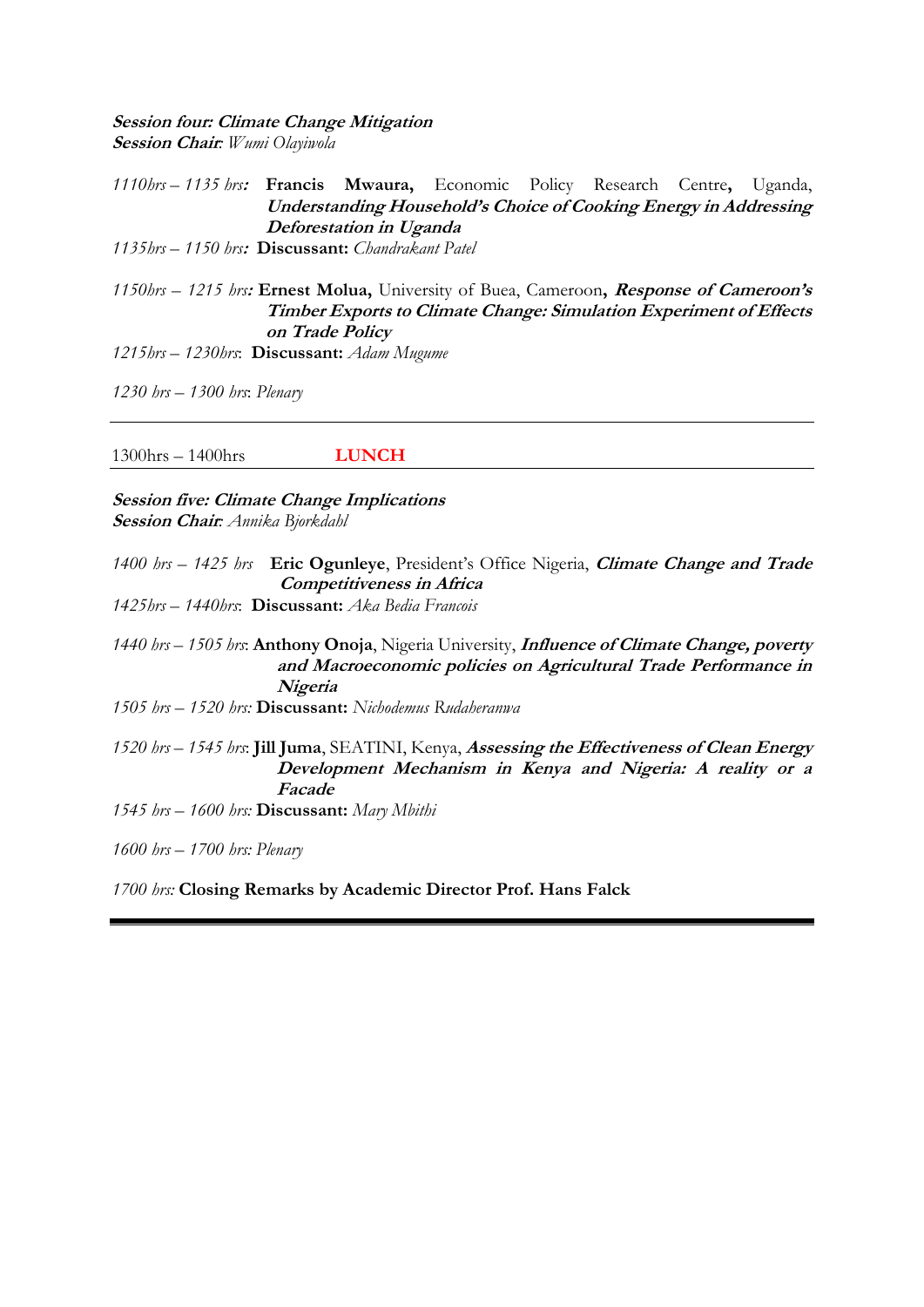***Session four: Climate Change Mitigation***
***Session Chair**: Wumi Olayiwola*

*1110hrs – 1135 hrs:* **Francis Mwaura,** Economic Policy Research Centre**,** Uganda, ***Understanding Household's Choice of Cooking Energy in Addressing Deforestation in Uganda***

*1135hrs – 1150 hrs:* **Discussant:** *Chandrakant Patel*

*1150hrs – 1215 hrs:* **Ernest Molua,** University of Buea, Cameroon**, *Response of Cameroon's Timber Exports to Climate Change: Simulation Experiment of Effects on Trade Policy***

*1215hrs – 1230hrs*: **Discussant:** *Adam Mugume*

*1230 hrs – 1300 hrs*: *Plenary*

---

1300hrs – 1400hrs **LUNCH**

---

***Session five: Climate Change Implications***
***Session Chair**: Annika Bjorkdahl*

*1400 hrs – 1425 hrs* **Eric Ogunleye**, President's Office Nigeria, ***Climate Change and Trade Competitiveness in Africa***

*1425hrs – 1440hrs*: **Discussant:** *Aka Bedia Francois*

*1440 hrs – 1505 hrs*: **Anthony Onoja**, Nigeria University, ***Influence of Climate Change, poverty and Macroeconomic policies on Agricultural Trade Performance in Nigeria***

*1505 hrs – 1520 hrs:* **Discussant:** *Nichodemus Rudaheranwa*

*1520 hrs – 1545 hrs*: **Jill Juma**, SEATINI, Kenya, ***Assessing the Effectiveness of Clean Energy Development Mechanism in Kenya and Nigeria: A reality or a Facade***

*1545 hrs – 1600 hrs:* **Discussant:** *Mary Mbithi*

*1600 hrs – 1700 hrs: Plenary*

*1700 hrs:* **Closing Remarks by Academic Director Prof. Hans Falck**